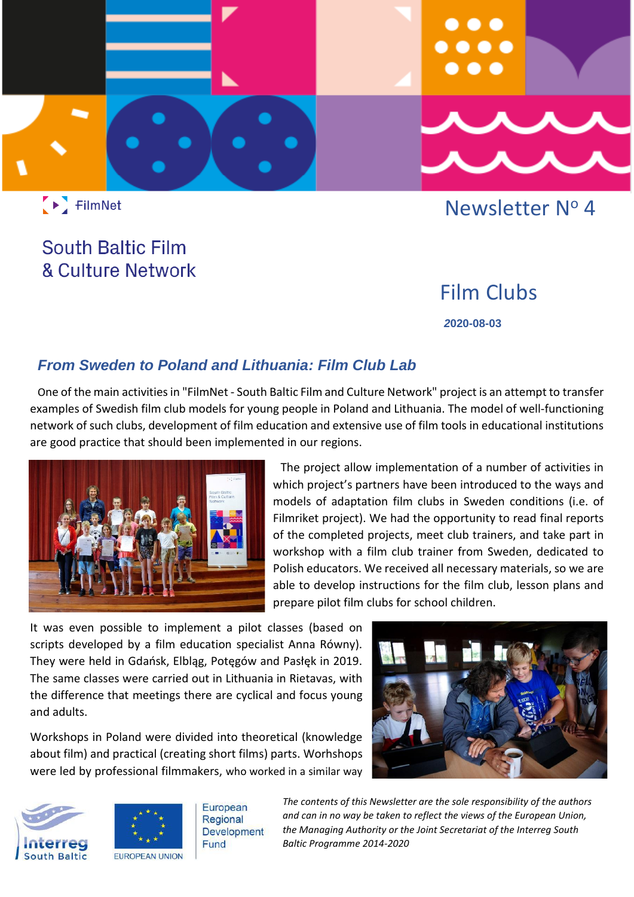FilmNet

# Newsletter Nº 4

## South Baltic Film & Culture Network

## Film Clubs

**2020-08-03**

### *From Sweden to Poland and Lithuania: Film Club Lab*

One of the main activities in "FilmNet - South Baltic Film and Culture Network" project is an attempt to transfer examples of Swedish film club models for young people in Poland and Lithuania. The model of well-functioning network of such clubs, development of film education and extensive use of film tools in educational institutions are good practice that should been implemented in our regions.

The project allow implementation of a number of activities in which project's partners have been introduced to the ways and models of adaptation film clubs in Sweden conditions (i.e. of Filmriket project). We had the opportunity to read final reports of the completed projects, meet club trainers, and take part in workshop with a film club trainer from Sweden, dedicated to Polish educators. We received all necessary materials, so we are able to develop instructions for the film club, lesson plans and prepare pilot film clubs for school children.

It was even possible to implement a pilot classes (based on scripts developed by a film education specialist Anna Równy). They were held in Gdańsk, Elbląg, Potęgów and Pasłęk in 2019. The same classes were carried out in Lithuania in Rietavas, with the difference that meetings there are cyclical and focus young and adults.

Workshops in Poland were divided into theoretical (knowledge about film) and practical (creating short films) parts. Worhshops were led by professional filmmakers, who worked in a similar way

Interreg South Baltic

EUROPEAN UNION

European Regional Development Fund

*The contents of this Newsletter are the sole responsibility of the authors and can in no way be taken to reflect the views of the European Union, the Managing Authority or the Joint Secretariat of the Interreg South Baltic Programme 2014-2020*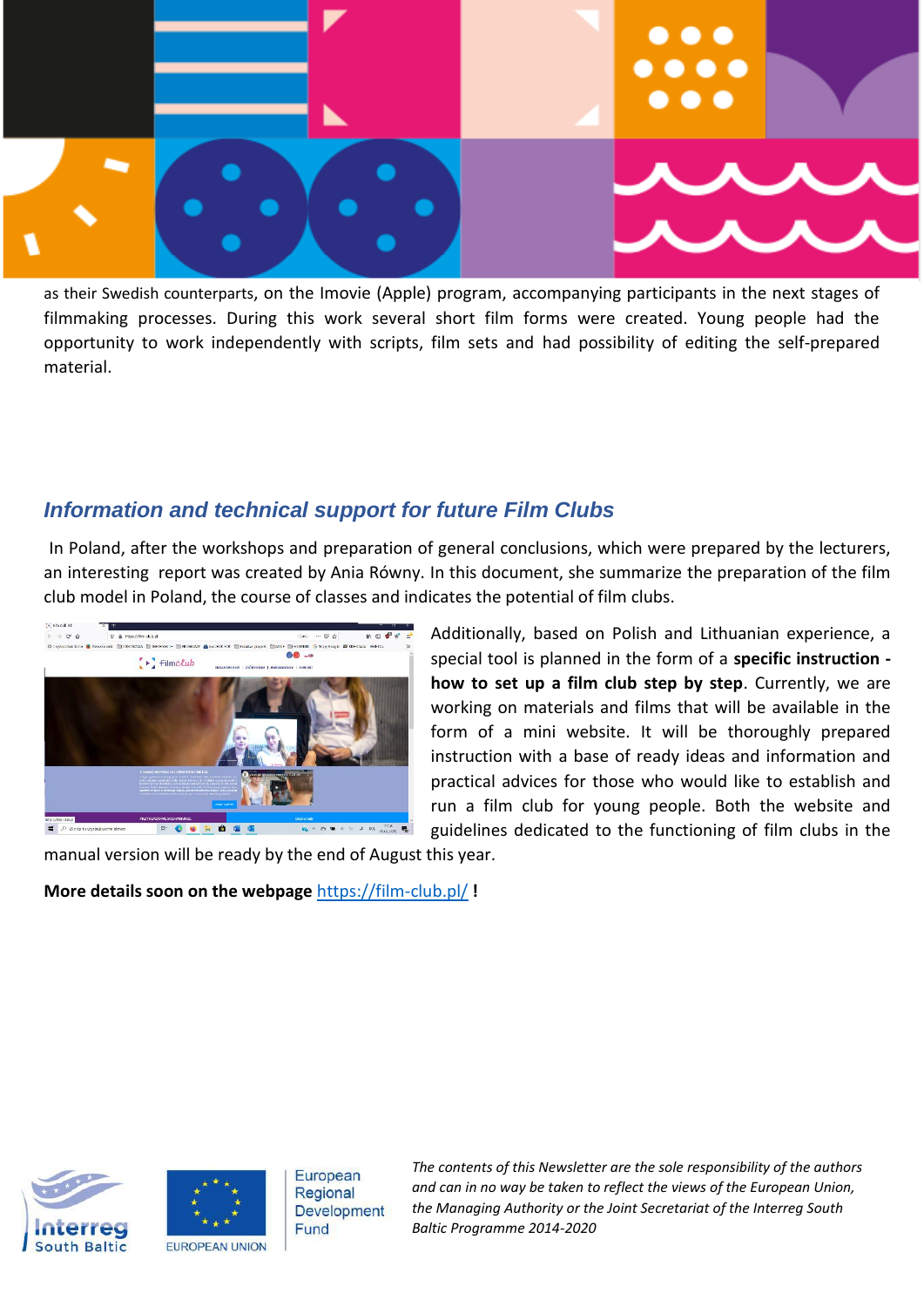as their Swedish counterparts, on the Imovie (Apple) program, accompanying participants in the next stages of filmmaking processes. During this work several short film forms were created. Young people had the opportunity to work independently with scripts, film sets and had possibility of editing the self-prepared material.

## *Information and technical support for future Film Clubs*

In Poland, after the workshops and preparation of general conclusions, which were prepared by the lecturers, an interesting report was created by Ania Równy. In this document, she summarize the preparation of the film club model in Poland, the course of classes and indicates the potential of film clubs.

Additionally, based on Polish and Lithuanian experience, a special tool is planned in the form of a **specific instruction - how to set up a film club step by step**. Currently, we are working on materials and films that will be available in the form of a mini website. It will be thoroughly prepared instruction with a base of ready ideas and information and practical advices for those who would like to establish and run a film club for young people. Both the website and guidelines dedicated to the functioning of film clubs in the manual version will be ready by the end of August this year.

**More details soon on the webpage** [https://film-club.pl/](https://film-club.pl/) **!**

*The contents of this Newsletter are the sole responsibility of the authors and can in no way be taken to reflect the views of the European Union, the Managing Authority or the Joint Secretariat of the Interreg South Baltic Programme 2014-2020*